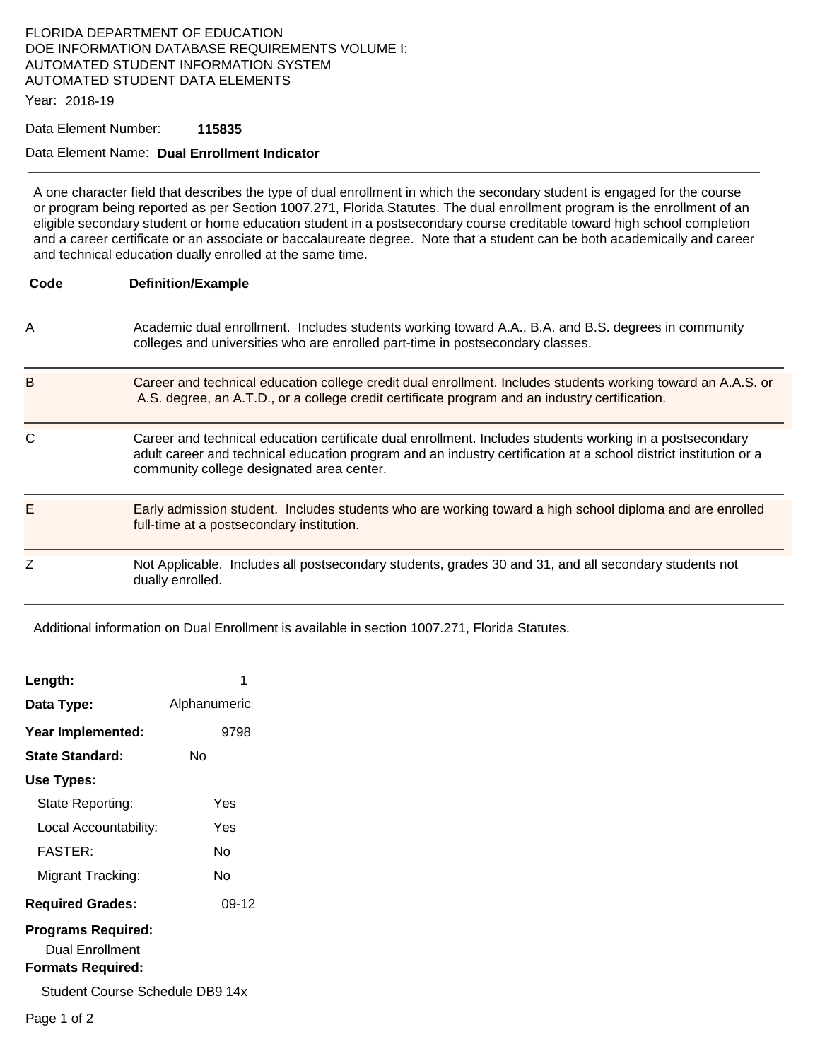FLORIDA DEPARTMENT OF EDUCATION
DOE INFORMATION DATABASE REQUIREMENTS VOLUME I:
AUTOMATED STUDENT INFORMATION SYSTEM
AUTOMATED STUDENT DATA ELEMENTS

Year: 2018-19

Data Element Number: **115835**

Data Element Name: **Dual Enrollment Indicator**

---

A one character field that describes the type of dual enrollment in which the secondary student is engaged for the course or program being reported as per Section 1007.271, Florida Statutes. The dual enrollment program is the enrollment of an eligible secondary student or home education student in a postsecondary course creditable toward high school completion and a career certificate or an associate or baccalaureate degree. Note that a student can be both academically and career and technical education dually enrolled at the same time.

| Code | Definition/Example |
|---|---|
| A | Academic dual enrollment. Includes students working toward A.A., B.A. and B.S. degrees in community colleges and universities who are enrolled part-time in postsecondary classes. |
| B | Career and technical education college credit dual enrollment. Includes students working toward an A.A.S. or A.S. degree, an A.T.D., or a college credit certificate program and an industry certification. |
| C | Career and technical education certificate dual enrollment. Includes students working in a postsecondary adult career and technical education program and an industry certification at a school district institution or a community college designated area center. |
| E | Early admission student. Includes students who are working toward a high school diploma and are enrolled full-time at a postsecondary institution. |
| Z | Not Applicable. Includes all postsecondary students, grades 30 and 31, and all secondary students not dually enrolled. |

Additional information on Dual Enrollment is available in section 1007.271, Florida Statutes.

**Length:** 1

**Data Type:** Alphanumeric

**Year Implemented:** 9798

**State Standard:** No

**Use Types:**

- State Reporting: Yes
- Local Accountability: Yes
- FASTER: No
- Migrant Tracking: No

**Required Grades:** 09-12

**Programs Required:**

Dual Enrollment

**Formats Required:**

Student Course Schedule DB9 14x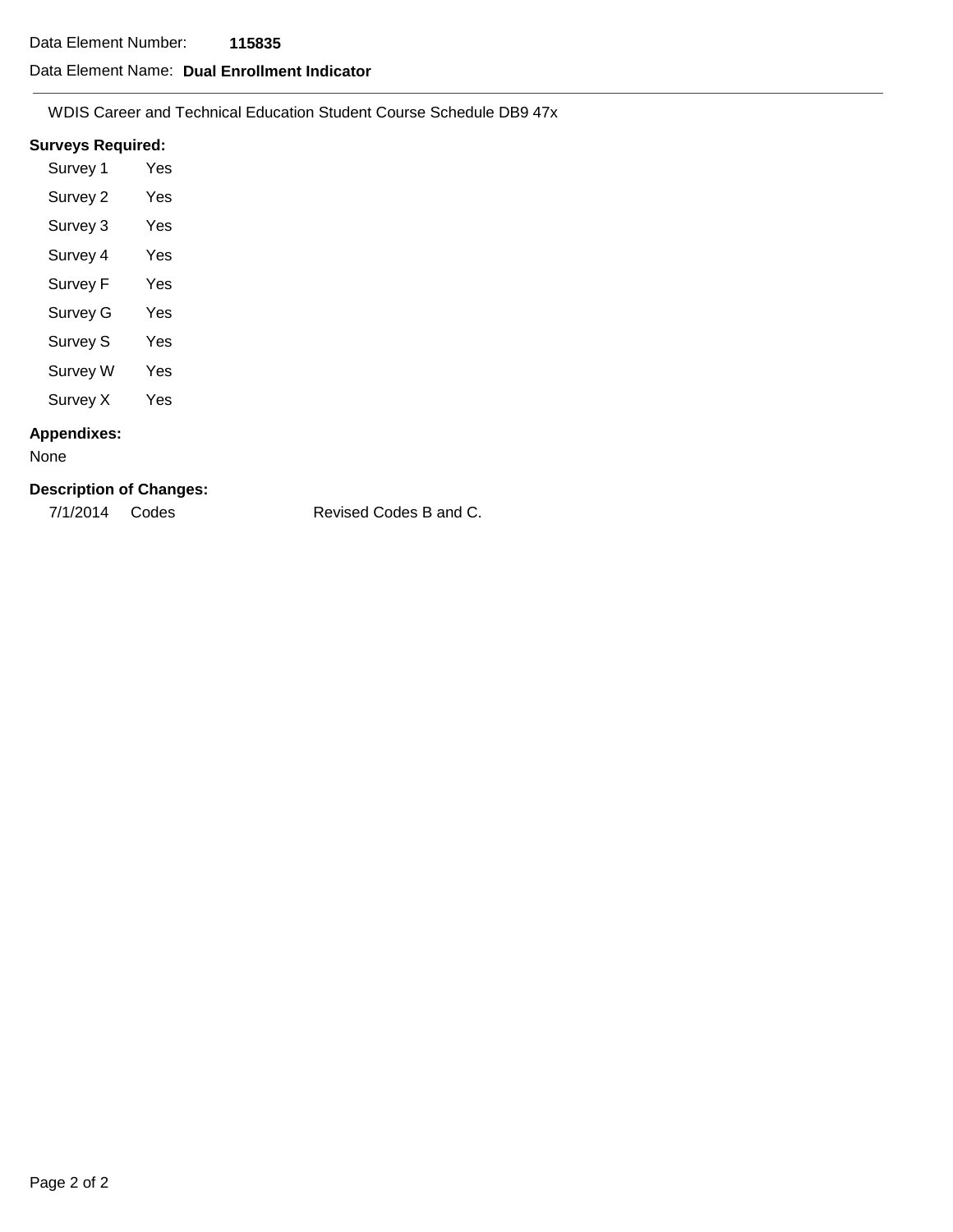Data Element Number: **115835**

Data Element Name: **Dual Enrollment Indicator**

---

WDIS Career and Technical Education Student Course Schedule DB9 47x

**Surveys Required:**

| | |
|---|---|
| Survey 1 | Yes |
| Survey 2 | Yes |
| Survey 3 | Yes |
| Survey 4 | Yes |
| Survey F | Yes |
| Survey G | Yes |
| Survey S | Yes |
| Survey W | Yes |
| Survey X | Yes |

**Appendixes:**

None

**Description of Changes:**

| | | |
|---|---|---|
| 7/1/2014 | Codes | Revised Codes B and C. |